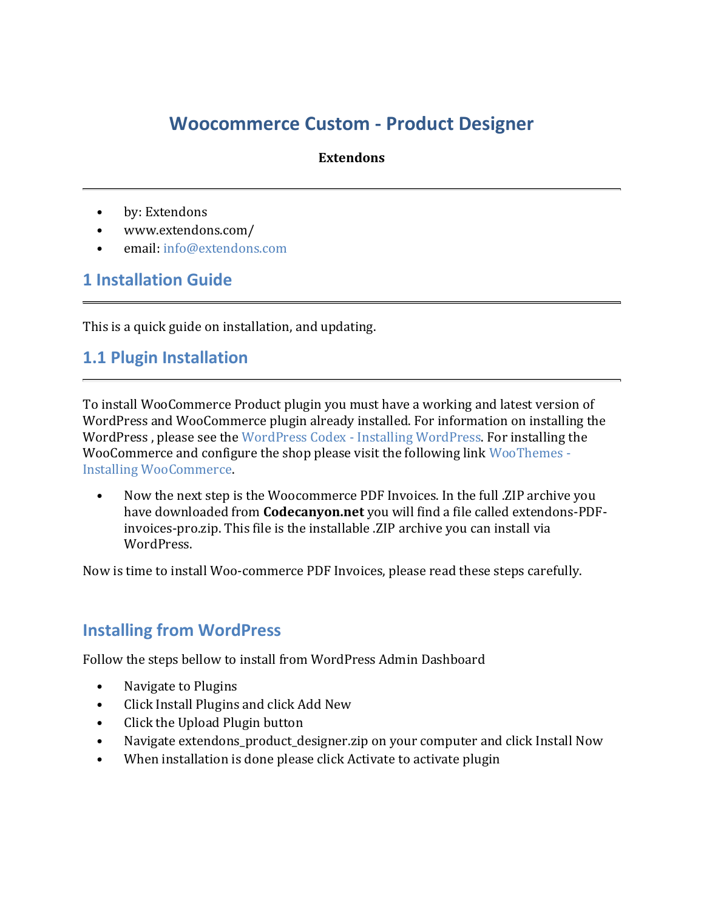# Woocommerce Custom - Product Designer

**Extendons**

---

- by: Extendons
- www.extendons.com/
- email: info@extendons.com

## 1 Installation Guide

This is a quick guide on installation, and updating.

## 1.1 Plugin Installation

To install WooCommerce Product plugin you must have a working and latest version of WordPress and WooCommerce plugin already installed. For information on installing the WordPress , please see the WordPress Codex - Installing WordPress. For installing the WooCommerce and configure the shop please visit the following link WooThemes - Installing WooCommerce.

- Now the next step is the Woocommerce PDF Invoices. In the full .ZIP archive you have downloaded from **Codecanyon.net** you will find a file called extendons-PDF-invoices-pro.zip. This file is the installable .ZIP archive you can install via WordPress.

Now is time to install Woo-commerce PDF Invoices, please read these steps carefully.

## Installing from WordPress

Follow the steps bellow to install from WordPress Admin Dashboard

- Navigate to Plugins
- Click Install Plugins and click Add New
- Click the Upload Plugin button
- Navigate extendons_product_designer.zip on your computer and click Install Now
- When installation is done please click Activate to activate plugin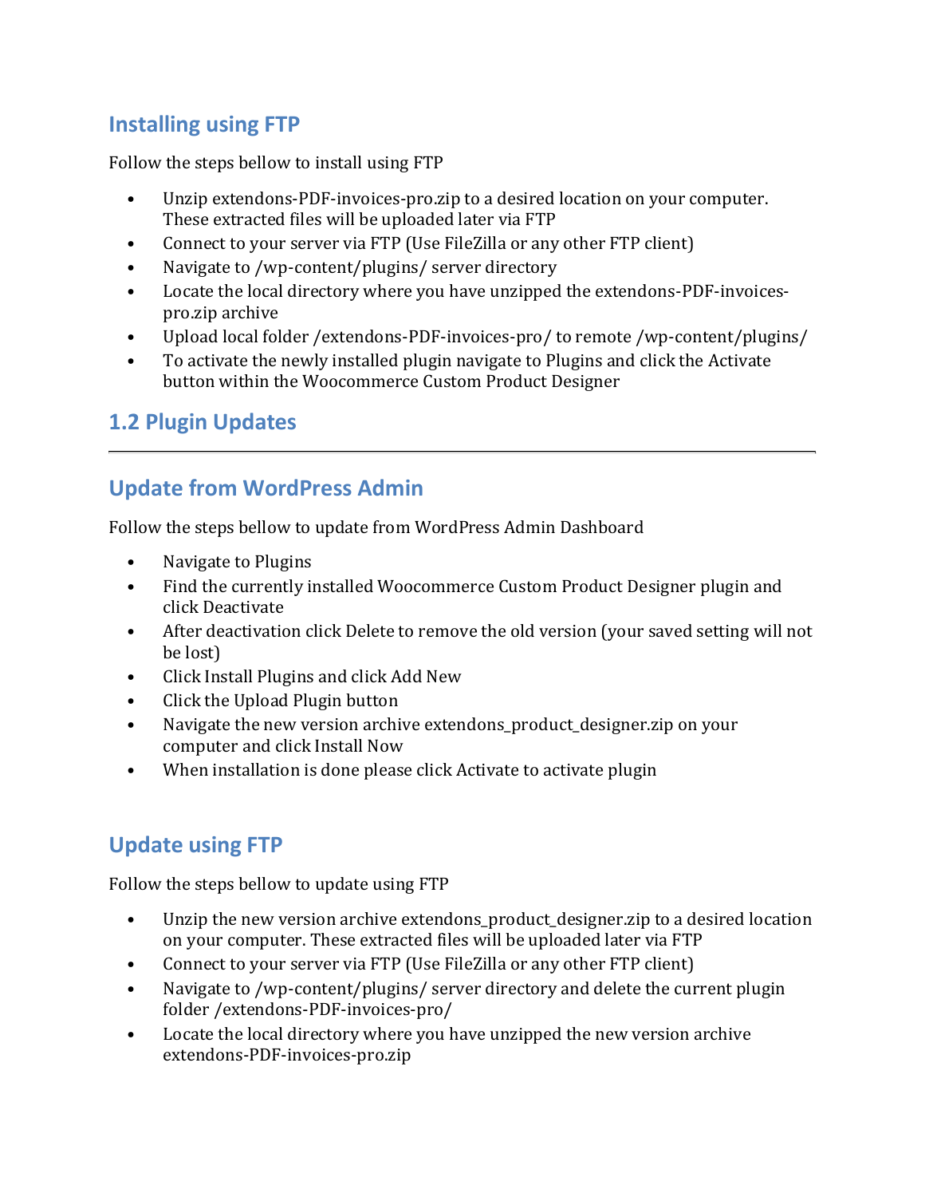### Installing using FTP

Follow the steps bellow to install using FTP

- Unzip extendons-PDF-invoices-pro.zip to a desired location on your computer. These extracted files will be uploaded later via FTP
- Connect to your server via FTP (Use FileZilla or any other FTP client)
- Navigate to /wp-content/plugins/ server directory
- Locate the local directory where you have unzipped the extendons-PDF-invoices-pro.zip archive
- Upload local folder /extendons-PDF-invoices-pro/ to remote /wp-content/plugins/
- To activate the newly installed plugin navigate to Plugins and click the Activate button within the Woocommerce Custom Product Designer

## 1.2 Plugin Updates

---

### Update from WordPress Admin

Follow the steps bellow to update from WordPress Admin Dashboard

- Navigate to Plugins
- Find the currently installed Woocommerce Custom Product Designer plugin and click Deactivate
- After deactivation click Delete to remove the old version (your saved setting will not be lost)
- Click Install Plugins and click Add New
- Click the Upload Plugin button
- Navigate the new version archive extendons_product_designer.zip on your computer and click Install Now
- When installation is done please click Activate to activate plugin

### Update using FTP

Follow the steps bellow to update using FTP

- Unzip the new version archive extendons_product_designer.zip to a desired location on your computer. These extracted files will be uploaded later via FTP
- Connect to your server via FTP (Use FileZilla or any other FTP client)
- Navigate to /wp-content/plugins/ server directory and delete the current plugin folder /extendons-PDF-invoices-pro/
- Locate the local directory where you have unzipped the new version archive extendons-PDF-invoices-pro.zip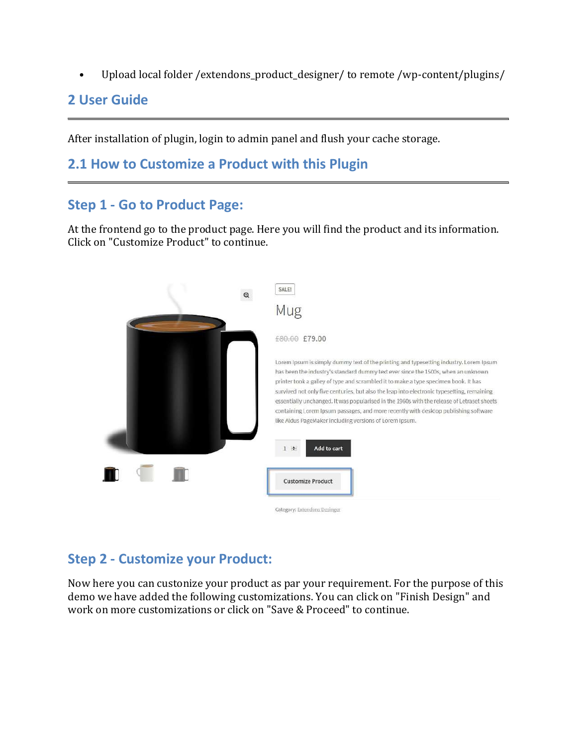- Upload local folder /extendons_product_designer/ to remote /wp-content/plugins/

## 2 User Guide

After installation of plugin, login to admin panel and flush your cache storage.

## 2.1 How to Customize a Product with this Plugin

### Step 1 - Go to Product Page:

At the frontend go to the product page. Here you will find the product and its information. Click on "Customize Product" to continue.

### Step 2 - Customize your Product:

Now here you can custonize your product as par your requirement. For the purpose of this demo we have added the following customizations. You can click on "Finish Design" and work on more customizations or click on "Save & Proceed" to continue.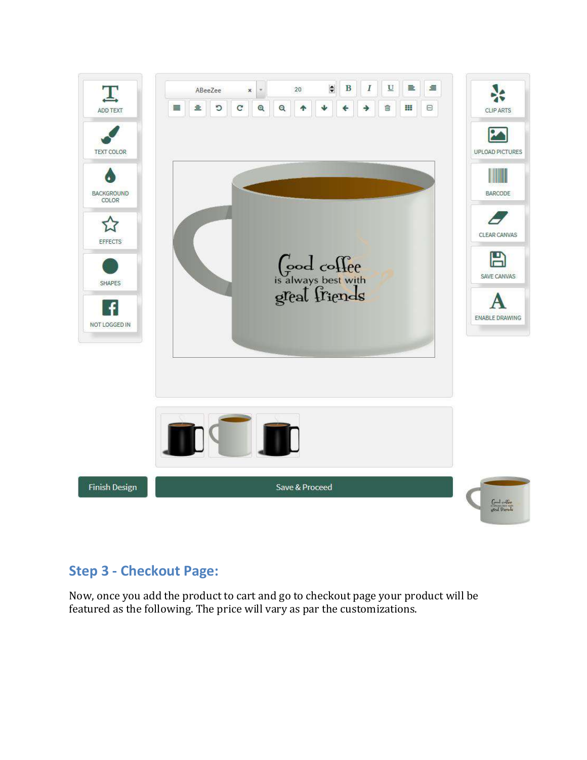## Step 3 - Checkout Page:

Now, once you add the product to cart and go to checkout page your product will be featured as the following. The price will vary as par the customizations.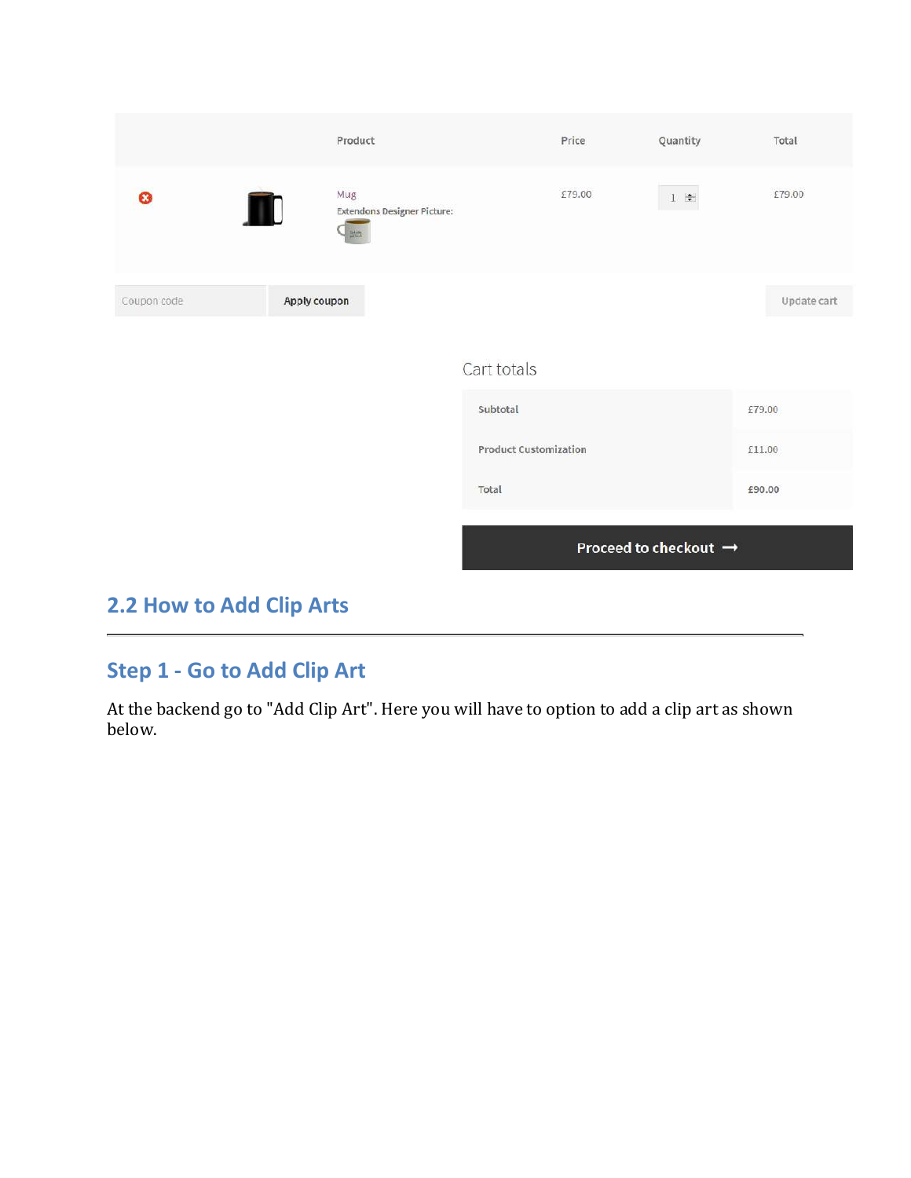| | | Product | Price | Quantity | Total |
|---|---|---|---|---|---|
| | | Mug<br>Extendons Designer Picture: | £79.00 | 1 | £79.00 |

Coupon code | Apply coupon | Update cart

Cart totals

| | |
|---|---|
| Subtotal | £79.00 |
| Product Customization | £11.00 |
| Total | £90.00 |

Proceed to checkout →

## 2.2 How to Add Clip Arts

### Step 1 - Go to Add Clip Art

At the backend go to "Add Clip Art". Here you will have to option to add a clip art as shown below.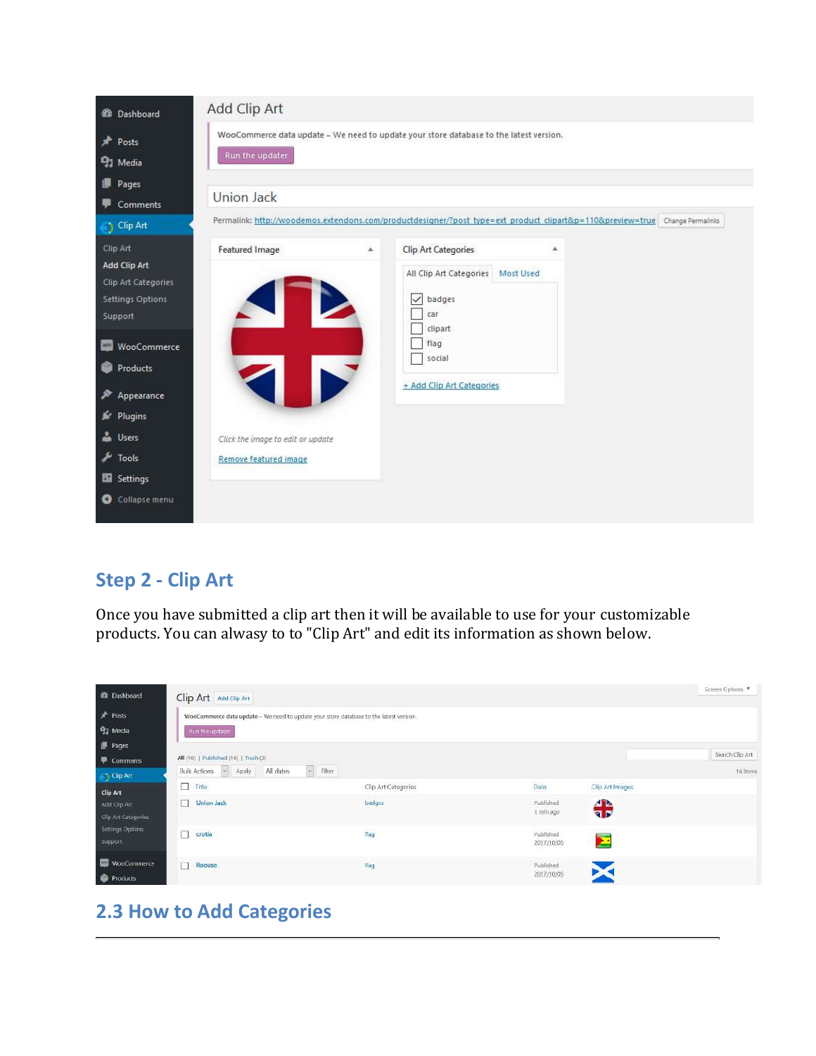## Step 2 - Clip Art

Once you have submitted a clip art then it will be available to use for your customizable products. You can alwasy to to "Clip Art" and edit its information as shown below.

## 2.3 How to Add Categories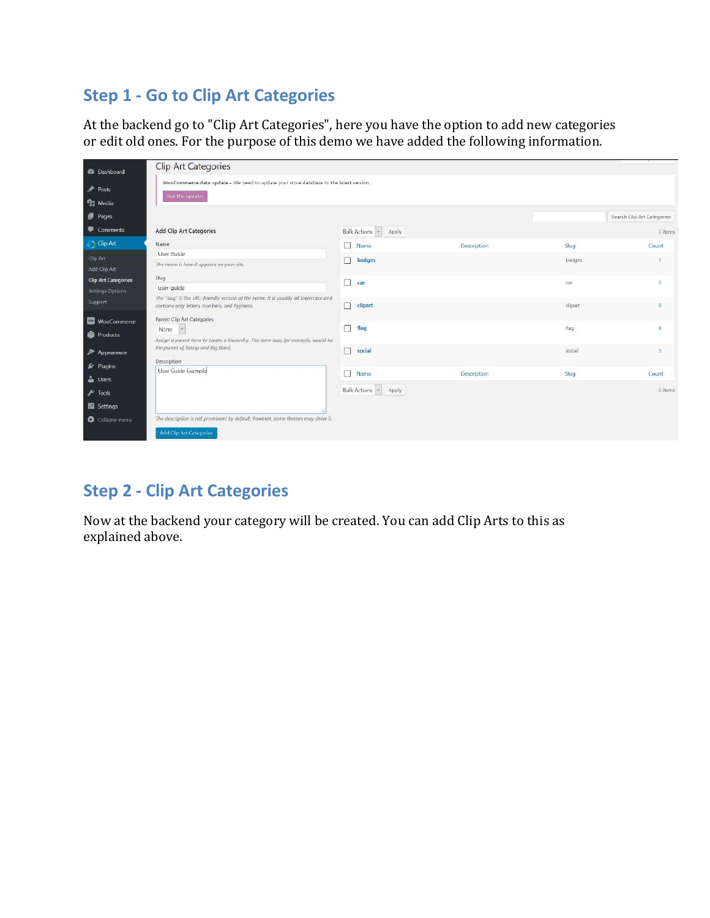## Step 1 - Go to Clip Art Categories

At the backend go to "Clip Art Categories", here you have the option to add new categories or edit old ones. For the purpose of this demo we have added the following information.

## Step 2 - Clip Art Categories

Now at the backend your category will be created. You can add Clip Arts to this as explained above.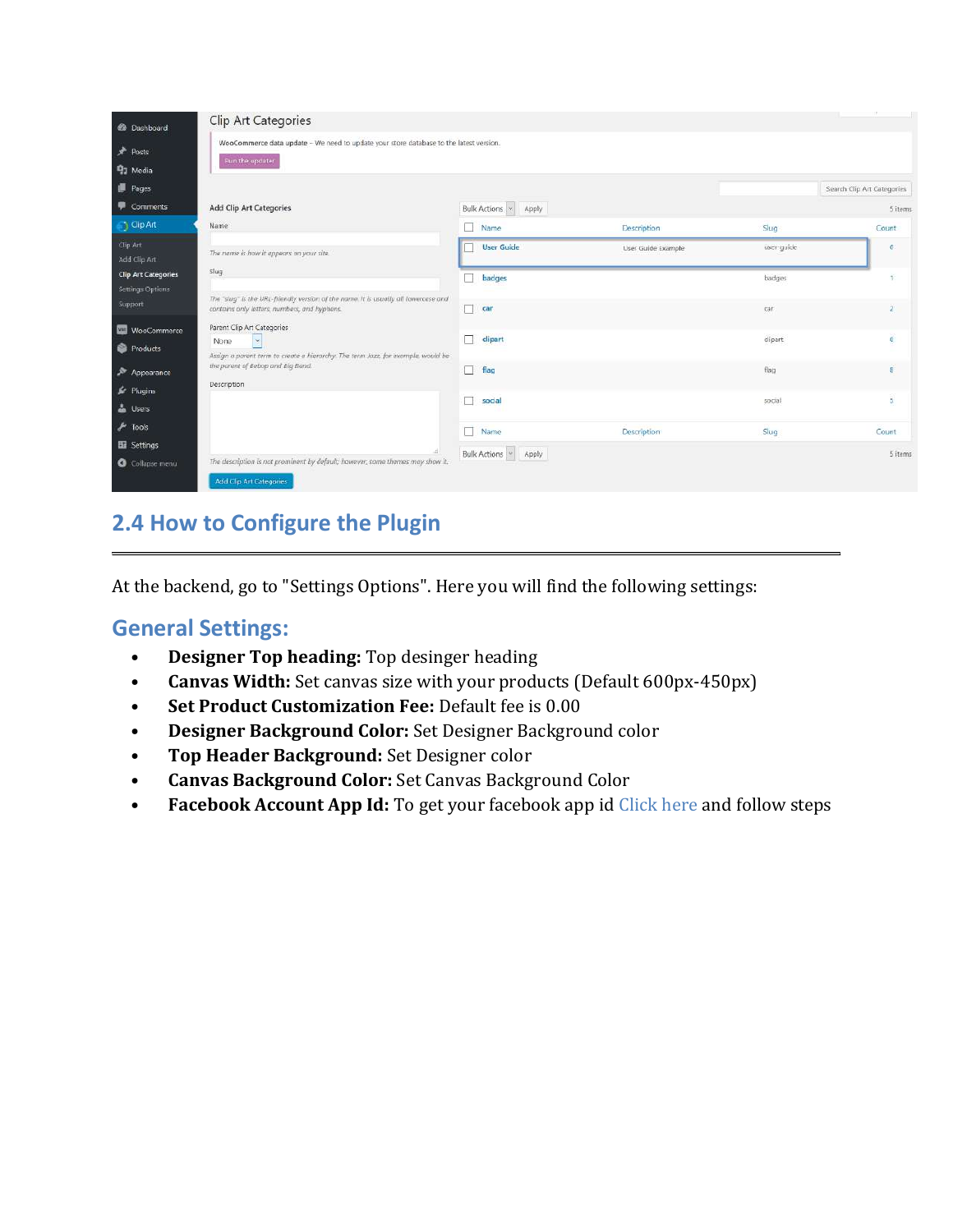## 2.4 How to Configure the Plugin

At the backend, go to "Settings Options". Here you will find the following settings:

### General Settings:

- **Designer Top heading:** Top desinger heading
- **Canvas Width:** Set canvas size with your products (Default 600px-450px)
- **Set Product Customization Fee:** Default fee is 0.00
- **Designer Background Color:** Set Designer Background color
- **Top Header Background:** Set Designer color
- **Canvas Background Color:** Set Canvas Background Color
- **Facebook Account App Id:** To get your facebook app id Click here and follow steps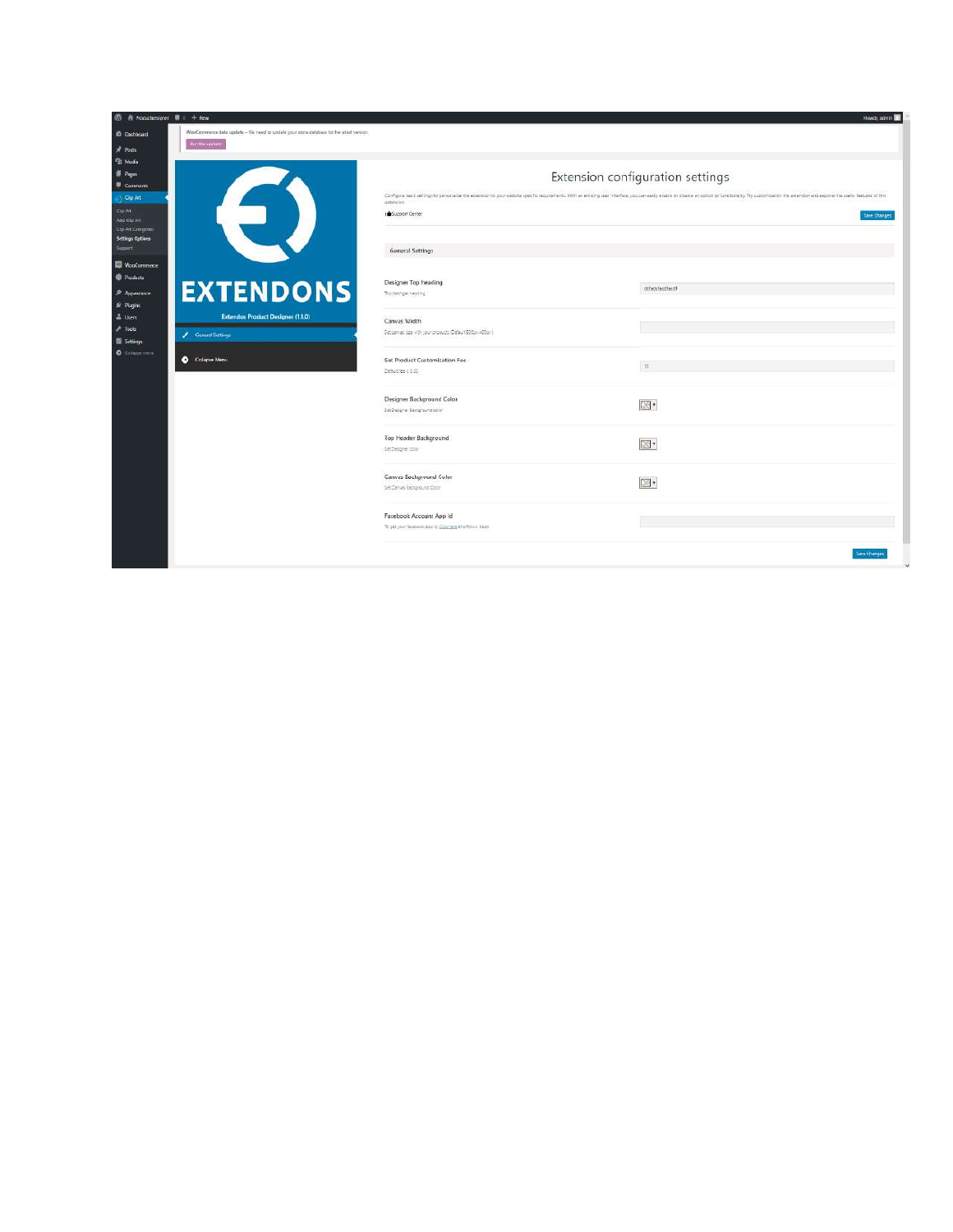WooCommerce data update – We need to update your store database to the latest version.

Run the updater

EXTENDONS

Extendons Product Designer (1.1.0)

General Settings

Collapse Menu

## Extension configuration settings

Configure basic settings to personalise the extension to your website specific requirements. With an enticing user interface, you can easily enable or disable an option or functionality. Try customization the extension and explore the useful features of this extension.

Support Center

Save Changes

General Settings

Designer Top heading
Top designer heading

dsfadsfasdfasdf

Canvas Width
Set canvas size with your products (Default 600px-450px)

Set Product Customization Fee
Default fee $ 0.00

11

Designer Background Color
Set Designer Background color

Top Header Background
Set Designer color

Canvas Background Color
Set Canvas Background Color

Facebook Account App Id
To get your facebook app id Click here and follow steps

Save Changes